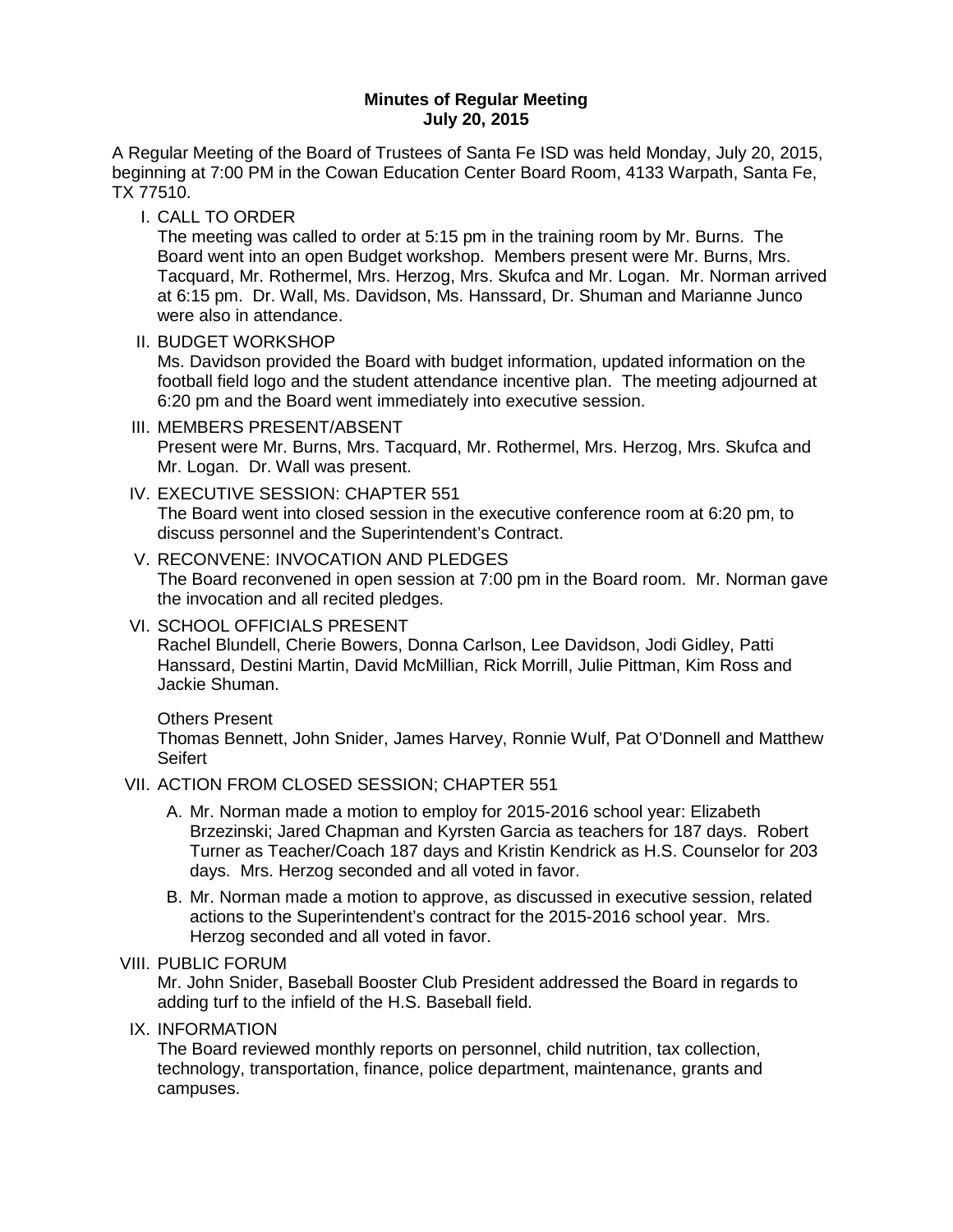**Minutes of Regular Meeting**
**July 20, 2015**

A Regular Meeting of the Board of Trustees of Santa Fe ISD was held Monday, July 20, 2015, beginning at 7:00 PM in the Cowan Education Center Board Room, 4133 Warpath, Santa Fe, TX 77510.

I. CALL TO ORDER

The meeting was called to order at 5:15 pm in the training room by Mr. Burns. The Board went into an open Budget workshop. Members present were Mr. Burns, Mrs. Tacquard, Mr. Rothermel, Mrs. Herzog, Mrs. Skufca and Mr. Logan. Mr. Norman arrived at 6:15 pm. Dr. Wall, Ms. Davidson, Ms. Hanssard, Dr. Shuman and Marianne Junco were also in attendance.

II. BUDGET WORKSHOP

Ms. Davidson provided the Board with budget information, updated information on the football field logo and the student attendance incentive plan. The meeting adjourned at 6:20 pm and the Board went immediately into executive session.

III. MEMBERS PRESENT/ABSENT

Present were Mr. Burns, Mrs. Tacquard, Mr. Rothermel, Mrs. Herzog, Mrs. Skufca and Mr. Logan. Dr. Wall was present.

IV. EXECUTIVE SESSION: CHAPTER 551

The Board went into closed session in the executive conference room at 6:20 pm, to discuss personnel and the Superintendent's Contract.

V. RECONVENE: INVOCATION AND PLEDGES

The Board reconvened in open session at 7:00 pm in the Board room. Mr. Norman gave the invocation and all recited pledges.

VI. SCHOOL OFFICIALS PRESENT

Rachel Blundell, Cherie Bowers, Donna Carlson, Lee Davidson, Jodi Gidley, Patti Hanssard, Destini Martin, David McMillian, Rick Morrill, Julie Pittman, Kim Ross and Jackie Shuman.

Others Present

Thomas Bennett, John Snider, James Harvey, Ronnie Wulf, Pat O'Donnell and Matthew Seifert

VII. ACTION FROM CLOSED SESSION; CHAPTER 551

A. Mr. Norman made a motion to employ for 2015-2016 school year: Elizabeth Brzezinski; Jared Chapman and Kyrsten Garcia as teachers for 187 days. Robert Turner as Teacher/Coach 187 days and Kristin Kendrick as H.S. Counselor for 203 days. Mrs. Herzog seconded and all voted in favor.

B. Mr. Norman made a motion to approve, as discussed in executive session, related actions to the Superintendent's contract for the 2015-2016 school year. Mrs. Herzog seconded and all voted in favor.

VIII. PUBLIC FORUM

Mr. John Snider, Baseball Booster Club President addressed the Board in regards to adding turf to the infield of the H.S. Baseball field.

IX. INFORMATION

The Board reviewed monthly reports on personnel, child nutrition, tax collection, technology, transportation, finance, police department, maintenance, grants and campuses.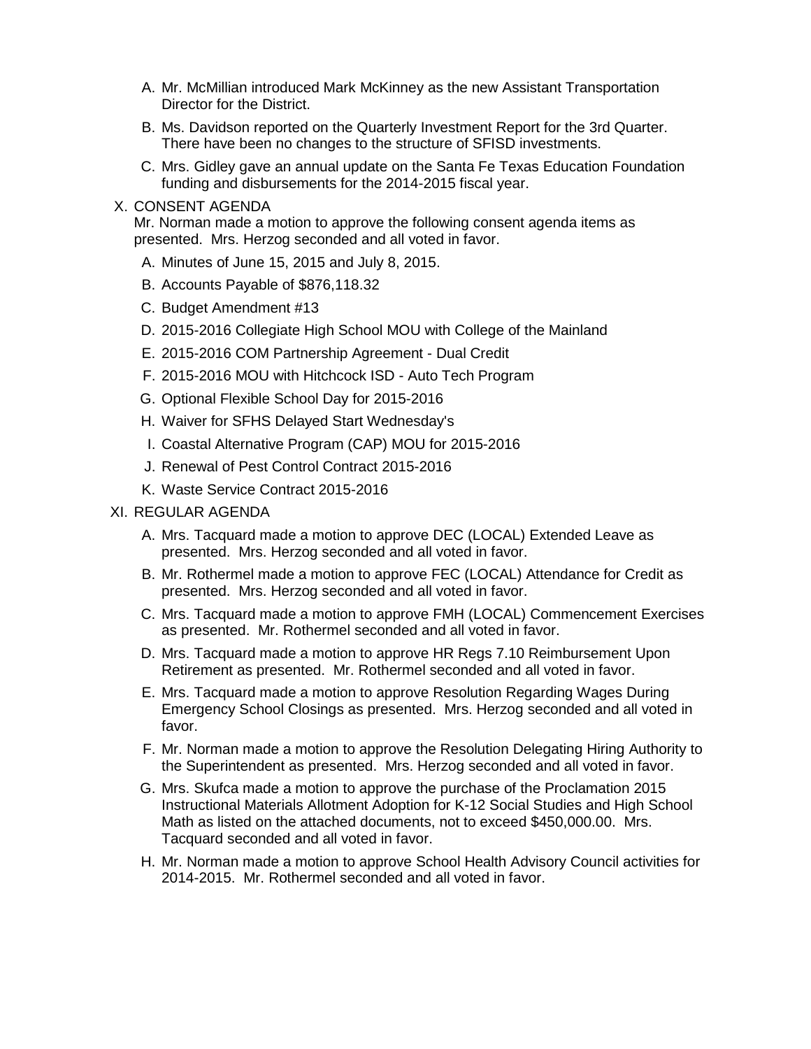A. Mr. McMillian introduced Mark McKinney as the new Assistant Transportation Director for the District.

B. Ms. Davidson reported on the Quarterly Investment Report for the 3rd Quarter. There have been no changes to the structure of SFISD investments.

C. Mrs. Gidley gave an annual update on the Santa Fe Texas Education Foundation funding and disbursements for the 2014-2015 fiscal year.

X. CONSENT AGENDA

Mr. Norman made a motion to approve the following consent agenda items as presented. Mrs. Herzog seconded and all voted in favor.

A. Minutes of June 15, 2015 and July 8, 2015.

B. Accounts Payable of $876,118.32

C. Budget Amendment #13

D. 2015-2016 Collegiate High School MOU with College of the Mainland

E. 2015-2016 COM Partnership Agreement - Dual Credit

F. 2015-2016 MOU with Hitchcock ISD - Auto Tech Program

G. Optional Flexible School Day for 2015-2016

H. Waiver for SFHS Delayed Start Wednesday's

I. Coastal Alternative Program (CAP) MOU for 2015-2016

J. Renewal of Pest Control Contract 2015-2016

K. Waste Service Contract 2015-2016

XI. REGULAR AGENDA

A. Mrs. Tacquard made a motion to approve DEC (LOCAL) Extended Leave as presented. Mrs. Herzog seconded and all voted in favor.

B. Mr. Rothermel made a motion to approve FEC (LOCAL) Attendance for Credit as presented. Mrs. Herzog seconded and all voted in favor.

C. Mrs. Tacquard made a motion to approve FMH (LOCAL) Commencement Exercises as presented. Mr. Rothermel seconded and all voted in favor.

D. Mrs. Tacquard made a motion to approve HR Regs 7.10 Reimbursement Upon Retirement as presented. Mr. Rothermel seconded and all voted in favor.

E. Mrs. Tacquard made a motion to approve Resolution Regarding Wages During Emergency School Closings as presented. Mrs. Herzog seconded and all voted in favor.

F. Mr. Norman made a motion to approve the Resolution Delegating Hiring Authority to the Superintendent as presented. Mrs. Herzog seconded and all voted in favor.

G. Mrs. Skufca made a motion to approve the purchase of the Proclamation 2015 Instructional Materials Allotment Adoption for K-12 Social Studies and High School Math as listed on the attached documents, not to exceed $450,000.00. Mrs. Tacquard seconded and all voted in favor.

H. Mr. Norman made a motion to approve School Health Advisory Council activities for 2014-2015. Mr. Rothermel seconded and all voted in favor.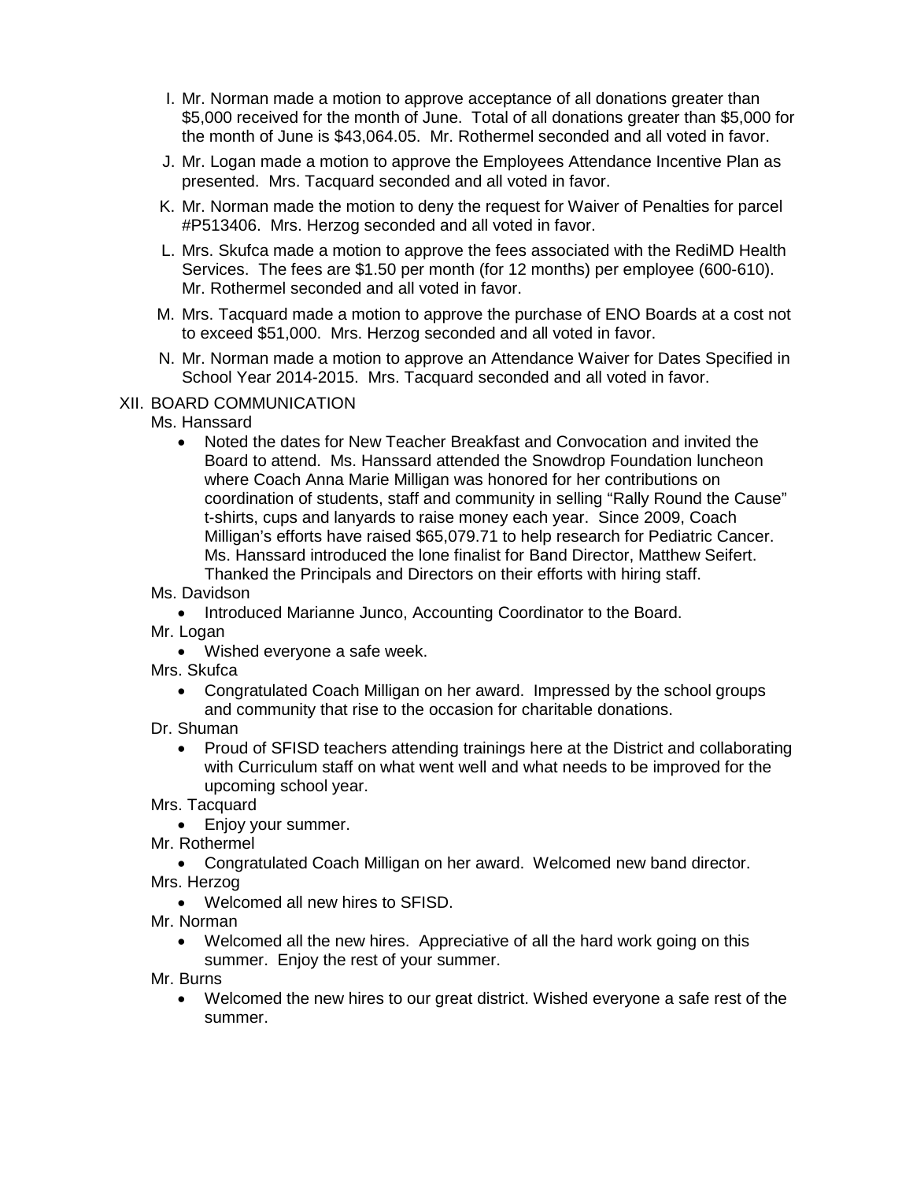I. Mr. Norman made a motion to approve acceptance of all donations greater than $5,000 received for the month of June. Total of all donations greater than $5,000 for the month of June is $43,064.05. Mr. Rothermel seconded and all voted in favor.

J. Mr. Logan made a motion to approve the Employees Attendance Incentive Plan as presented. Mrs. Tacquard seconded and all voted in favor.

K. Mr. Norman made the motion to deny the request for Waiver of Penalties for parcel #P513406. Mrs. Herzog seconded and all voted in favor.

L. Mrs. Skufca made a motion to approve the fees associated with the RediMD Health Services. The fees are $1.50 per month (for 12 months) per employee (600-610). Mr. Rothermel seconded and all voted in favor.

M. Mrs. Tacquard made a motion to approve the purchase of ENO Boards at a cost not to exceed $51,000. Mrs. Herzog seconded and all voted in favor.

N. Mr. Norman made a motion to approve an Attendance Waiver for Dates Specified in School Year 2014-2015. Mrs. Tacquard seconded and all voted in favor.

XII. BOARD COMMUNICATION

Ms. Hanssard

- Noted the dates for New Teacher Breakfast and Convocation and invited the Board to attend. Ms. Hanssard attended the Snowdrop Foundation luncheon where Coach Anna Marie Milligan was honored for her contributions on coordination of students, staff and community in selling "Rally Round the Cause" t-shirts, cups and lanyards to raise money each year. Since 2009, Coach Milligan's efforts have raised $65,079.71 to help research for Pediatric Cancer. Ms. Hanssard introduced the lone finalist for Band Director, Matthew Seifert. Thanked the Principals and Directors on their efforts with hiring staff.

Ms. Davidson

- Introduced Marianne Junco, Accounting Coordinator to the Board.

Mr. Logan

- Wished everyone a safe week.

Mrs. Skufca

- Congratulated Coach Milligan on her award. Impressed by the school groups and community that rise to the occasion for charitable donations.

Dr. Shuman

- Proud of SFISD teachers attending trainings here at the District and collaborating with Curriculum staff on what went well and what needs to be improved for the upcoming school year.

Mrs. Tacquard

- Enjoy your summer.

Mr. Rothermel

- Congratulated Coach Milligan on her award. Welcomed new band director.

Mrs. Herzog

- Welcomed all new hires to SFISD.

Mr. Norman

- Welcomed all the new hires. Appreciative of all the hard work going on this summer. Enjoy the rest of your summer.

Mr. Burns

- Welcomed the new hires to our great district. Wished everyone a safe rest of the summer.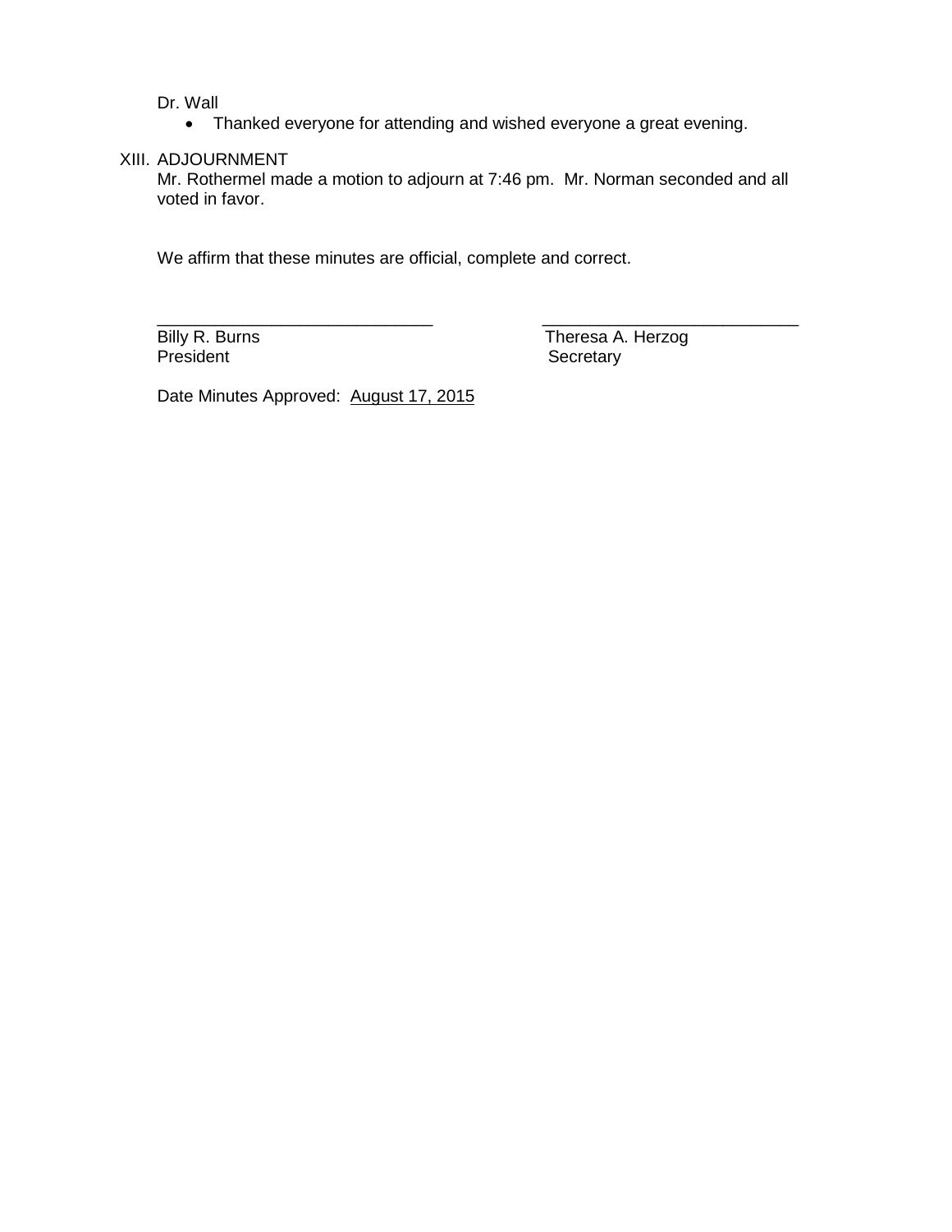Dr. Wall

- Thanked everyone for attending and wished everyone a great evening.

XIII. ADJOURNMENT

Mr. Rothermel made a motion to adjourn at 7:46 pm. Mr. Norman seconded and all voted in favor.

We affirm that these minutes are official, complete and correct.

| | |
|---|---|
| _____________________________ | ____________________________ |
| Billy R. Burns | Theresa A. Herzog |
| President | Secretary |

Date Minutes Approved: August 17, 2015